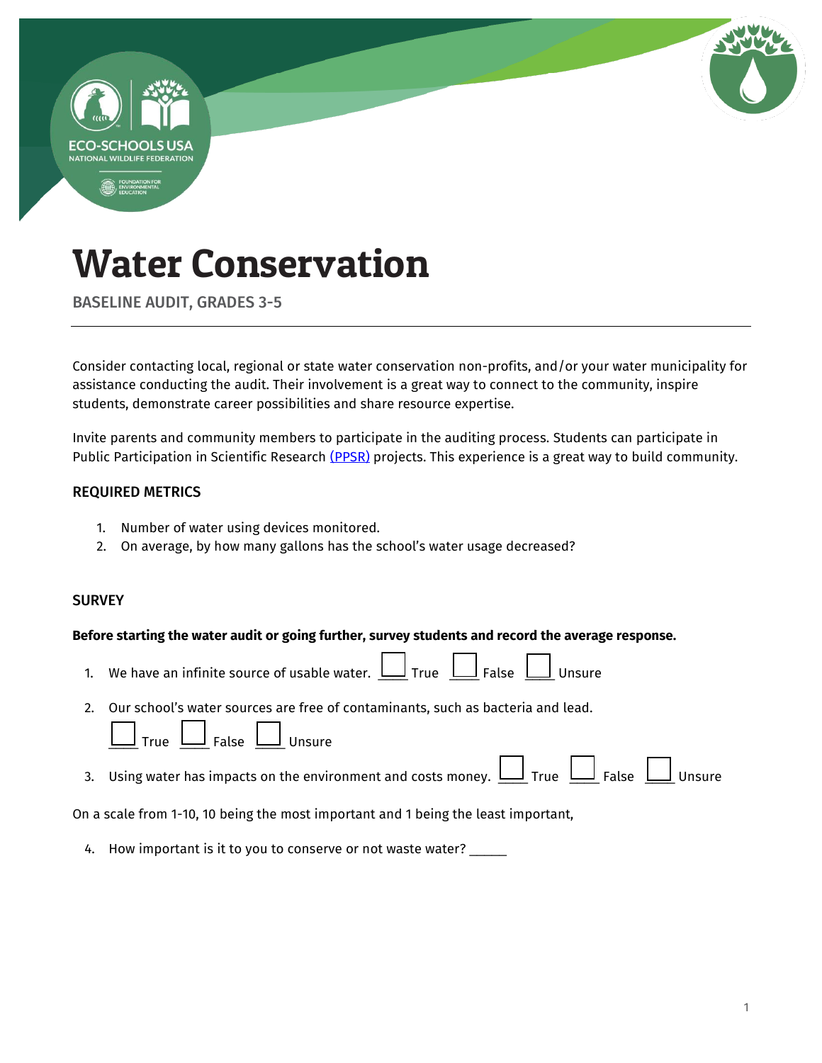# Water Conservation

BASELINE AUDIT, GRADES 3-5

Consider contacting local, regional or state water conservation non-profits, and/or your water municipality for assistance conducting the audit. Their involvement is a great way to connect to the community, inspire students, demonstrate career possibilities and share resource expertise.

Invite parents and community members to participate in the auditing process. Students can participate in Public Participation in Scientific Research (PPSR) projects. This experience is a great way to build community.

### REQUIRED METRICS

1. Number of water using devices monitored.
2. On average, by how many gallons has the school's water usage decreased?

### SURVEY

**Before starting the water audit or going further, survey students and record the average response.**

1. We have an infinite source of usable water. ☐ True ☐ False ☐ Unsure
2. Our school's water sources are free of contaminants, such as bacteria and lead.
   ☐ True ☐ False ☐ Unsure
3. Using water has impacts on the environment and costs money. ☐ True ☐ False ☐ Unsure

On a scale from 1-10, 10 being the most important and 1 being the least important,

4. How important is it to you to conserve or not waste water? _____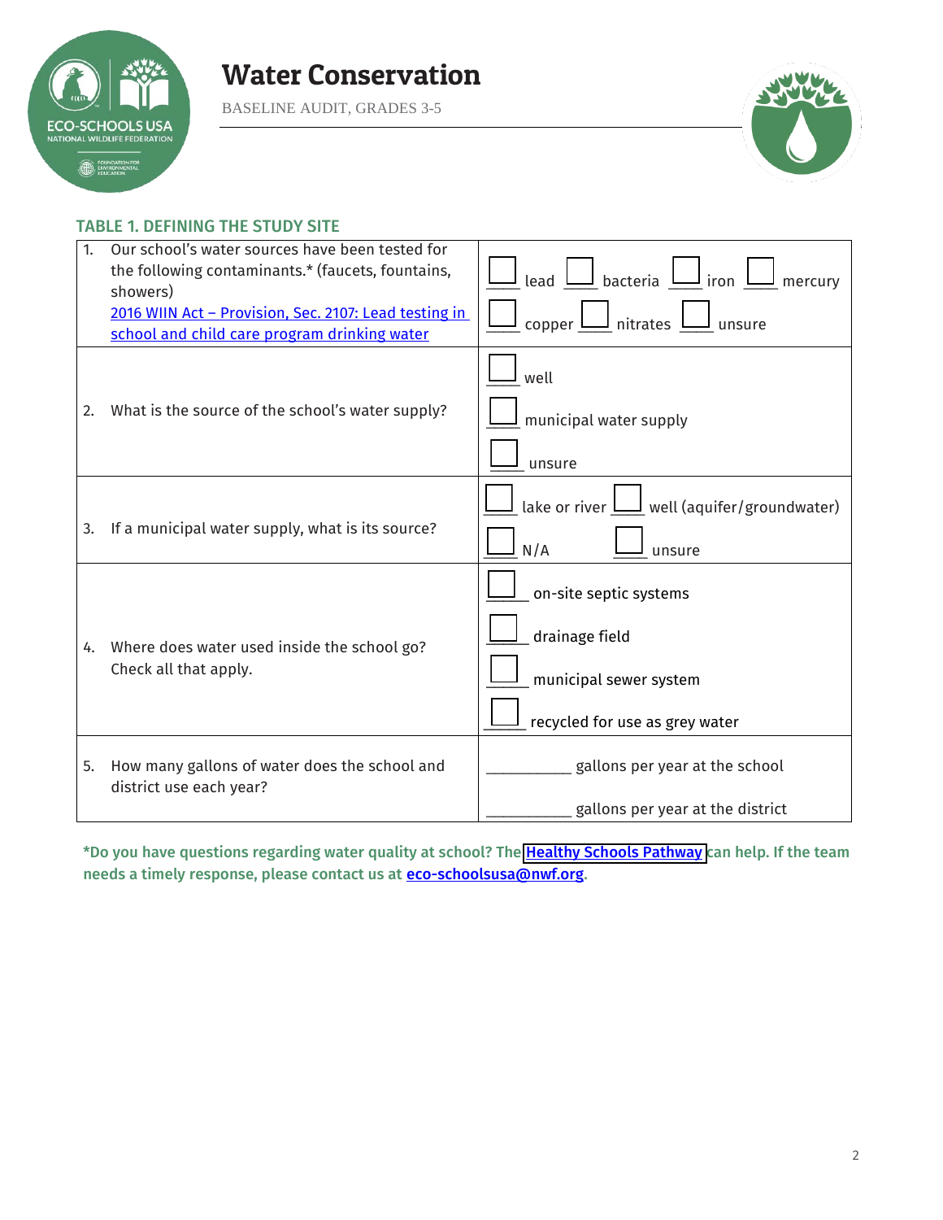## TABLE 1. DEFINING THE STUDY SITE

| | |
|---|---|
| 1. Our school's water sources have been tested for the following contaminants.* (faucets, fountains, showers)<br>2016 WIIN Act – Provision, Sec. 2107: Lead testing in school and child care program drinking water | ☐ lead ☐ bacteria ☐ iron ☐ mercury<br>☐ copper ☐ nitrates ☐ unsure |
| 2. What is the source of the school's water supply? | ☐ well<br>☐ municipal water supply<br>☐ unsure |
| 3. If a municipal water supply, what is its source? | ☐ lake or river ☐ well (aquifer/groundwater)<br>☐ N/A ☐ unsure |
| 4. Where does water used inside the school go? Check all that apply. | ☐ on-site septic systems<br>☐ drainage field<br>☐ municipal sewer system<br>☐ recycled for use as grey water |
| 5. How many gallons of water does the school and district use each year? | __________ gallons per year at the school<br>__________ gallons per year at the district |

**\*Do you have questions regarding water quality at school? The Healthy Schools Pathway can help. If the team needs a timely response, please contact us at eco-schoolsusa@nwf.org.**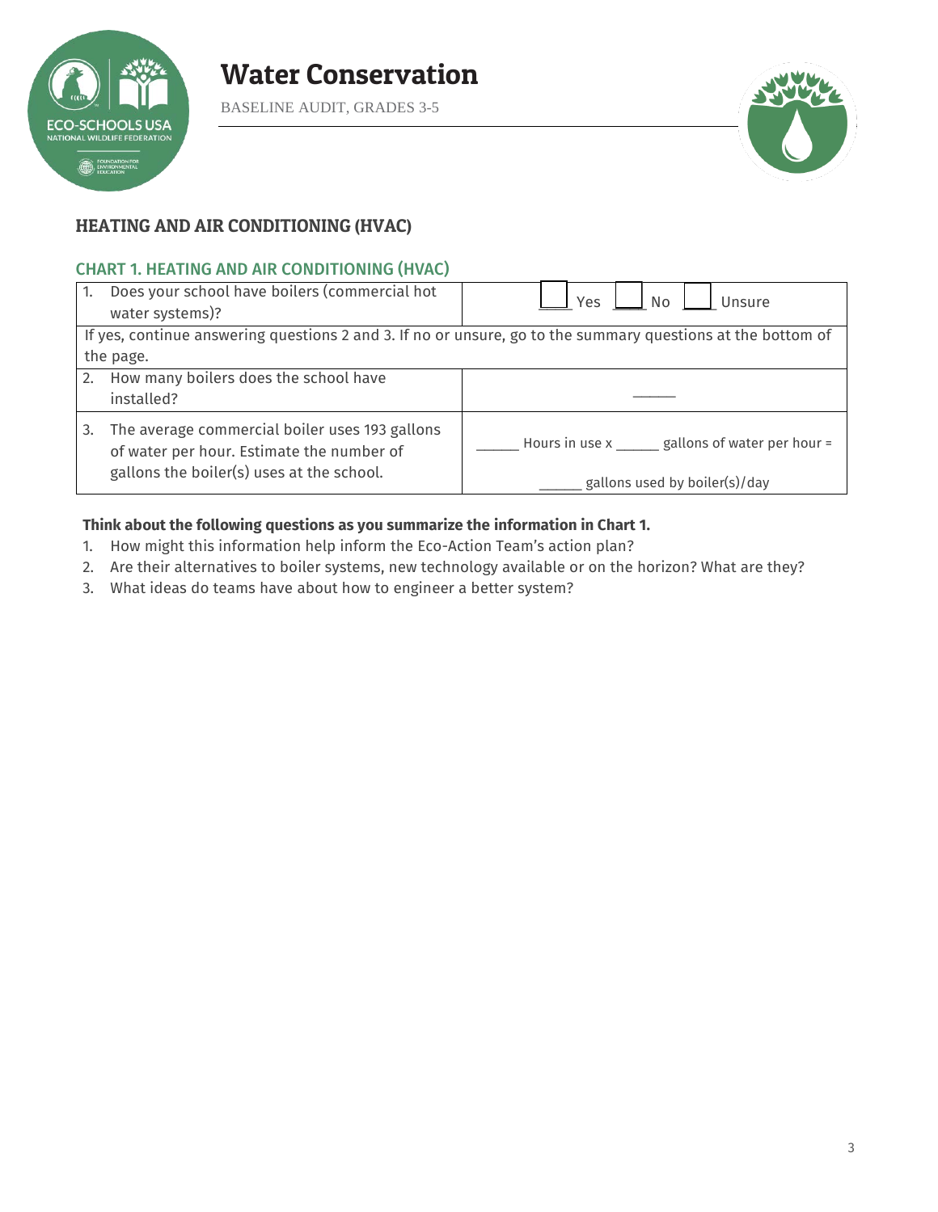# Water Conservation

BASELINE AUDIT, GRADES 3-5

## HEATING AND AIR CONDITIONING (HVAC)

### CHART 1. HEATING AND AIR CONDITIONING (HVAC)

| | |
|---|---|
| 1. Does your school have boilers (commercial hot water systems)? | ☐ Yes ☐ No ☐ Unsure |
| If yes, continue answering questions 2 and 3. If no or unsure, go to the summary questions at the bottom of the page. | |
| 2. How many boilers does the school have installed? | ______ |
| 3. The average commercial boiler uses 193 gallons of water per hour. Estimate the number of gallons the boiler(s) uses at the school. | ______ Hours in use x ______ gallons of water per hour = ______ gallons used by boiler(s)/day |

**Think about the following questions as you summarize the information in Chart 1.**

1. How might this information help inform the Eco-Action Team's action plan?
2. Are their alternatives to boiler systems, new technology available or on the horizon? What are they?
3. What ideas do teams have about how to engineer a better system?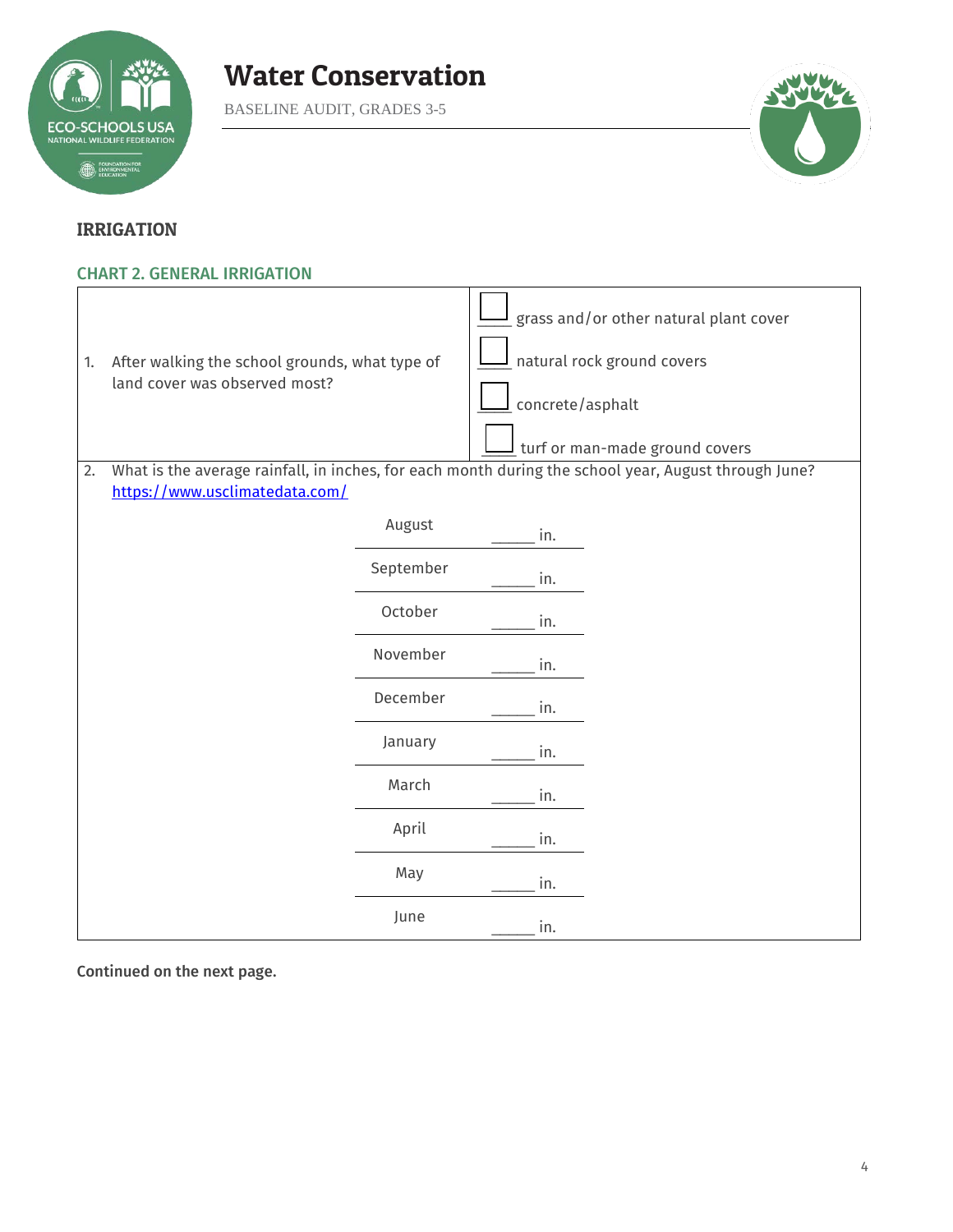# Water Conservation

BASELINE AUDIT, GRADES 3-5

## IRRIGATION

### CHART 2. GENERAL IRRIGATION

| | |
|---|---|
| 1. After walking the school grounds, what type of land cover was observed most? | ☐ grass and/or other natural plant cover<br>☐ natural rock ground covers<br>☐ concrete/asphalt<br>☐ turf or man-made ground covers |

2. What is the average rainfall, in inches, for each month during the school year, August through June? https://www.usclimatedata.com/

| Month | Rainfall |
|---|---|
| August | _____ in. |
| September | _____ in. |
| October | _____ in. |
| November | _____ in. |
| December | _____ in. |
| January | _____ in. |
| March | _____ in. |
| April | _____ in. |
| May | _____ in. |
| June | _____ in. |

**Continued on the next page.**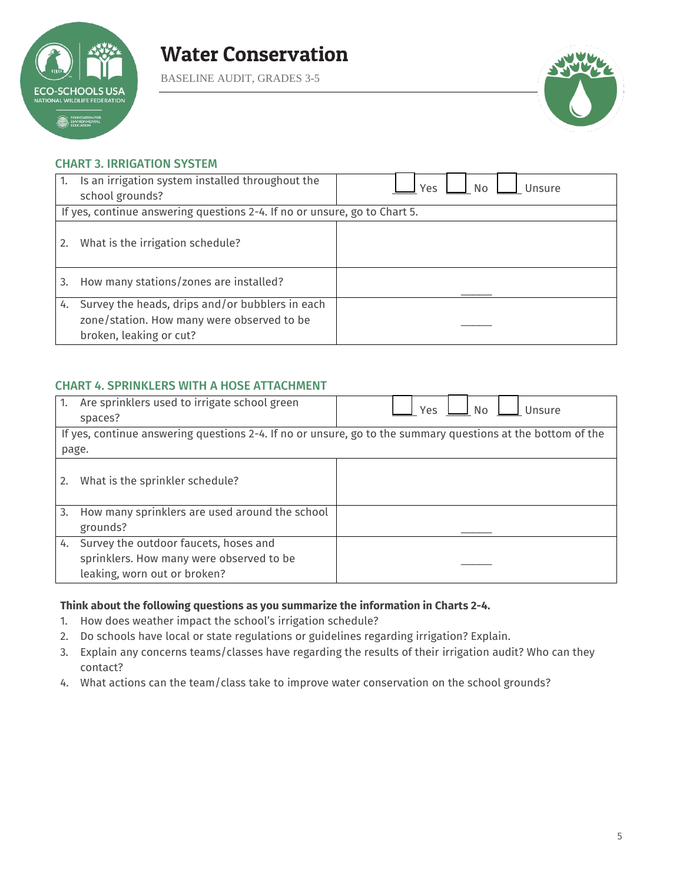# Water Conservation

BASELINE AUDIT, GRADES 3-5

### CHART 3. IRRIGATION SYSTEM

| | |
|---|---|
| 1. Is an irrigation system installed throughout the school grounds? | ☐ Yes ☐ No ☐ Unsure |
| If yes, continue answering questions 2-4. If no or unsure, go to Chart 5. | |
| 2. What is the irrigation schedule? | |
| 3. How many stations/zones are installed? | _____ |
| 4. Survey the heads, drips and/or bubblers in each zone/station. How many were observed to be broken, leaking or cut? | _____ |

### CHART 4. SPRINKLERS WITH A HOSE ATTACHMENT

| | |
|---|---|
| 1. Are sprinklers used to irrigate school green spaces? | ☐ Yes ☐ No ☐ Unsure |
| If yes, continue answering questions 2-4. If no or unsure, go to the summary questions at the bottom of the page. | |
| 2. What is the sprinkler schedule? | |
| 3. How many sprinklers are used around the school grounds? | _____ |
| 4. Survey the outdoor faucets, hoses and sprinklers. How many were observed to be leaking, worn out or broken? | _____ |

**Think about the following questions as you summarize the information in Charts 2-4.**

1. How does weather impact the school's irrigation schedule?
2. Do schools have local or state regulations or guidelines regarding irrigation? Explain.
3. Explain any concerns teams/classes have regarding the results of their irrigation audit? Who can they contact?
4. What actions can the team/class take to improve water conservation on the school grounds?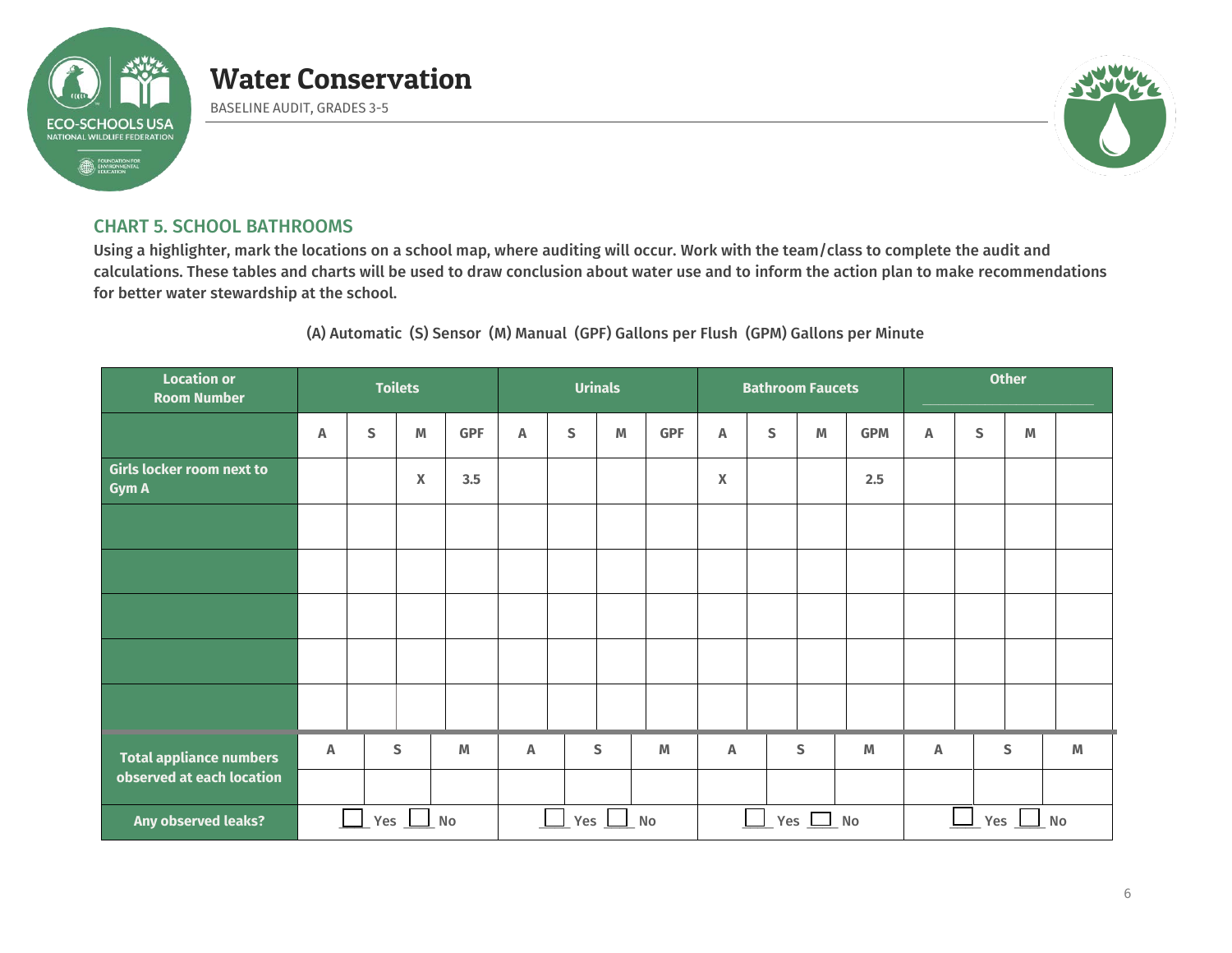# Water Conservation

BASELINE AUDIT, GRADES 3-5

## CHART 5. SCHOOL BATHROOMS

**Using a highlighter, mark the locations on a school map, where auditing will occur. Work with the team/class to complete the audit and calculations. These tables and charts will be used to draw conclusion about water use and to inform the action plan to make recommendations for better water stewardship at the school.**

(A) Automatic (S) Sensor (M) Manual (GPF) Gallons per Flush (GPM) Gallons per Minute

| Location or Room Number | Toilets | | | | Urinals | | | | Bathroom Faucets | | | | Other | | | |
|---|---|---|---|---|---|---|---|---|---|---|---|---|---|---|---|---|
| | A | S | M | GPF | A | S | M | GPF | A | S | M | GPM | A | S | M | |
| Girls locker room next to Gym A | | | X | 3.5 | | | | | X | | | 2.5 | | | | |
| | | | | | | | | | | | | | | | | |
| | | | | | | | | | | | | | | | | |
| | | | | | | | | | | | | | | | | |
| | | | | | | | | | | | | | | | | |
| | | | | | | | | | | | | | | | | |

| Total appliance numbers observed at each location | A | S | M | A | S | M | A | S | M | A | S | M |
|---|---|---|---|---|---|---|---|---|---|---|---|---|
| | | | | | | | | | | | | |
| Any observed leaks? | ☐ Yes ☐ No | | | ☐ Yes ☐ No | | | ☐ Yes ☐ No | | | ☐ Yes ☐ No | | |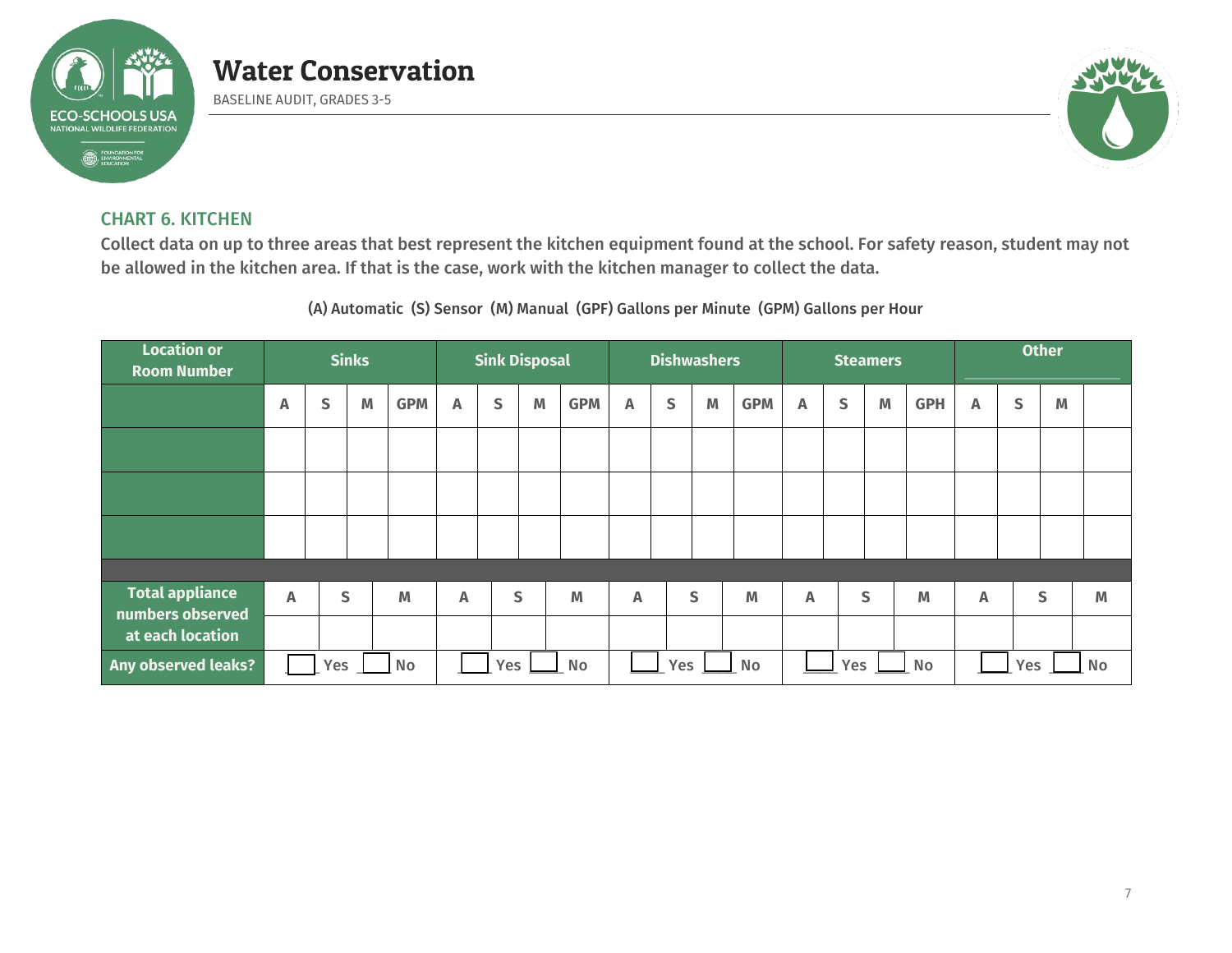# Water Conservation

BASELINE AUDIT, GRADES 3-5

### CHART 6. KITCHEN

**Collect data on up to three areas that best represent the kitchen equipment found at the school. For safety reason, student may not be allowed in the kitchen area. If that is the case, work with the kitchen manager to collect the data.**

(A) Automatic (S) Sensor (M) Manual (GPF) Gallons per Minute (GPM) Gallons per Hour

| Location or Room Number | Sinks | | | | Sink Disposal | | | | Dishwashers | | | | Steamers | | | | Other | | | |
|---|---|---|---|---|---|---|---|---|---|---|---|---|---|---|---|---|---|---|---|---|
| | A | S | M | GPM | A | S | M | GPM | A | S | M | GPM | A | S | M | GPH | A | S | M | |
| | | | | | | | | | | | | | | | | | | | | |
| | | | | | | | | | | | | | | | | | | | | |
| | | | | | | | | | | | | | | | | | | | | |

| Total appliance numbers observed at each location | A | S | M | A | S | M | A | S | M | A | S | M | A | S | M |
|---|---|---|---|---|---|---|---|---|---|---|---|---|---|---|---|
| | | | | | | | | | | | | | | | |
| Any observed leaks? | ☐ Yes ☐ No | | | ☐ Yes ☐ No | | | ☐ Yes ☐ No | | | ☐ Yes ☐ No | | | ☐ Yes ☐ No | | |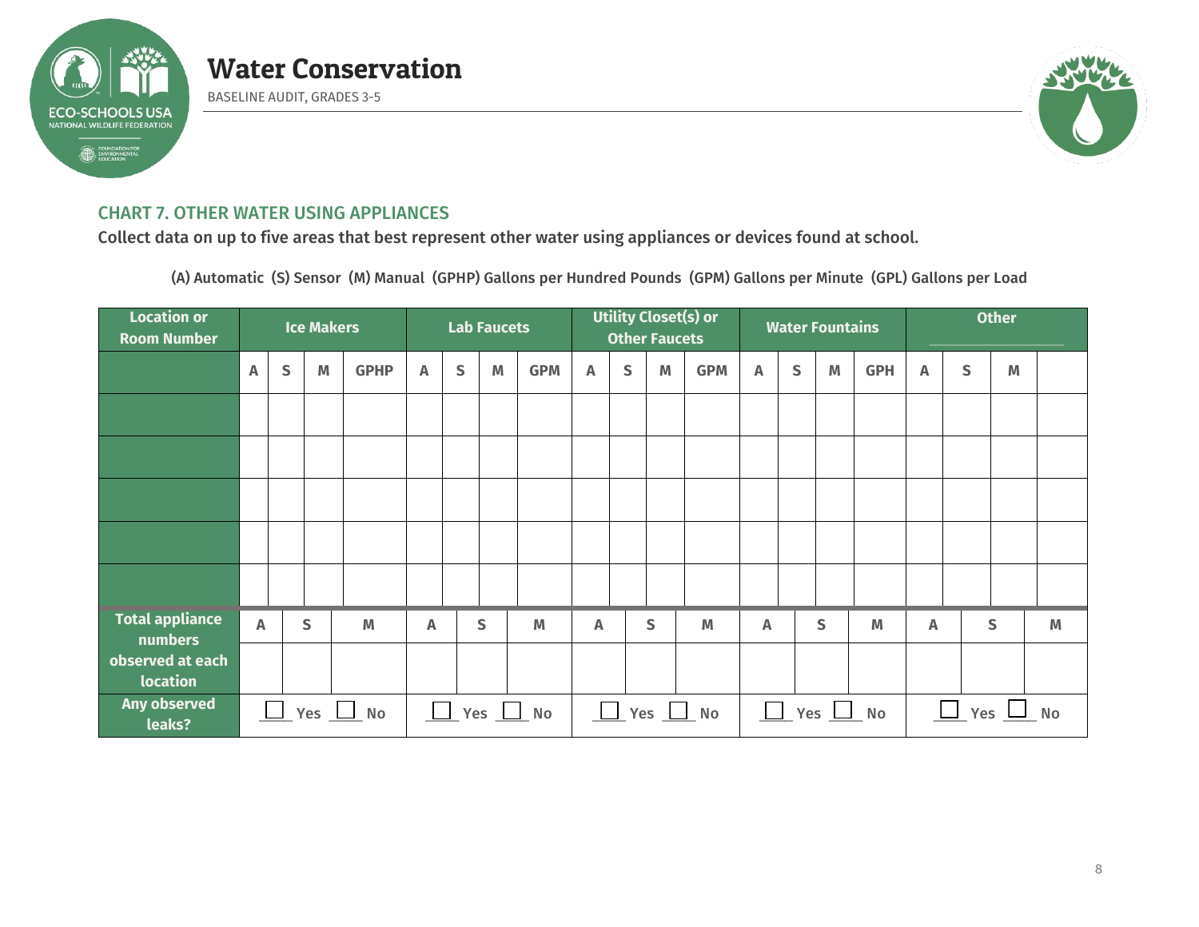# Water Conservation

BASELINE AUDIT, GRADES 3-5

## CHART 7. OTHER WATER USING APPLIANCES

Collect data on up to five areas that best represent other water using appliances or devices found at school.

(A) Automatic (S) Sensor (M) Manual (GPHP) Gallons per Hundred Pounds (GPM) Gallons per Minute (GPL) Gallons per Load

| Location or Room Number | Ice Makers | | | | Lab Faucets | | | | Utility Closet(s) or Other Faucets | | | | Water Fountains | | | | Other ______ | | | |
|---|---|---|---|---|---|---|---|---|---|---|---|---|---|---|---|---|---|---|---|---|
| | A | S | M | GPHP | A | S | M | GPM | A | S | M | GPM | A | S | M | GPH | A | S | M | |
| | | | | | | | | | | | | | | | | | | | | |
| | | | | | | | | | | | | | | | | | | | | |
| | | | | | | | | | | | | | | | | | | | | |
| | | | | | | | | | | | | | | | | | | | | |
| | | | | | | | | | | | | | | | | | | | | |
| Total appliance numbers observed at each location | A | S | M | | A | S | M | | A | S | M | | A | S | M | | A | S | M | |
| | | | | | | | | | | | | | | | | | | | | |
| Any observed leaks? | ☐ Yes ☐ No | | | | ☐ Yes ☐ No | | | | ☐ Yes ☐ No | | | | ☐ Yes ☐ No | | | | ☐ Yes ☐ No | | | |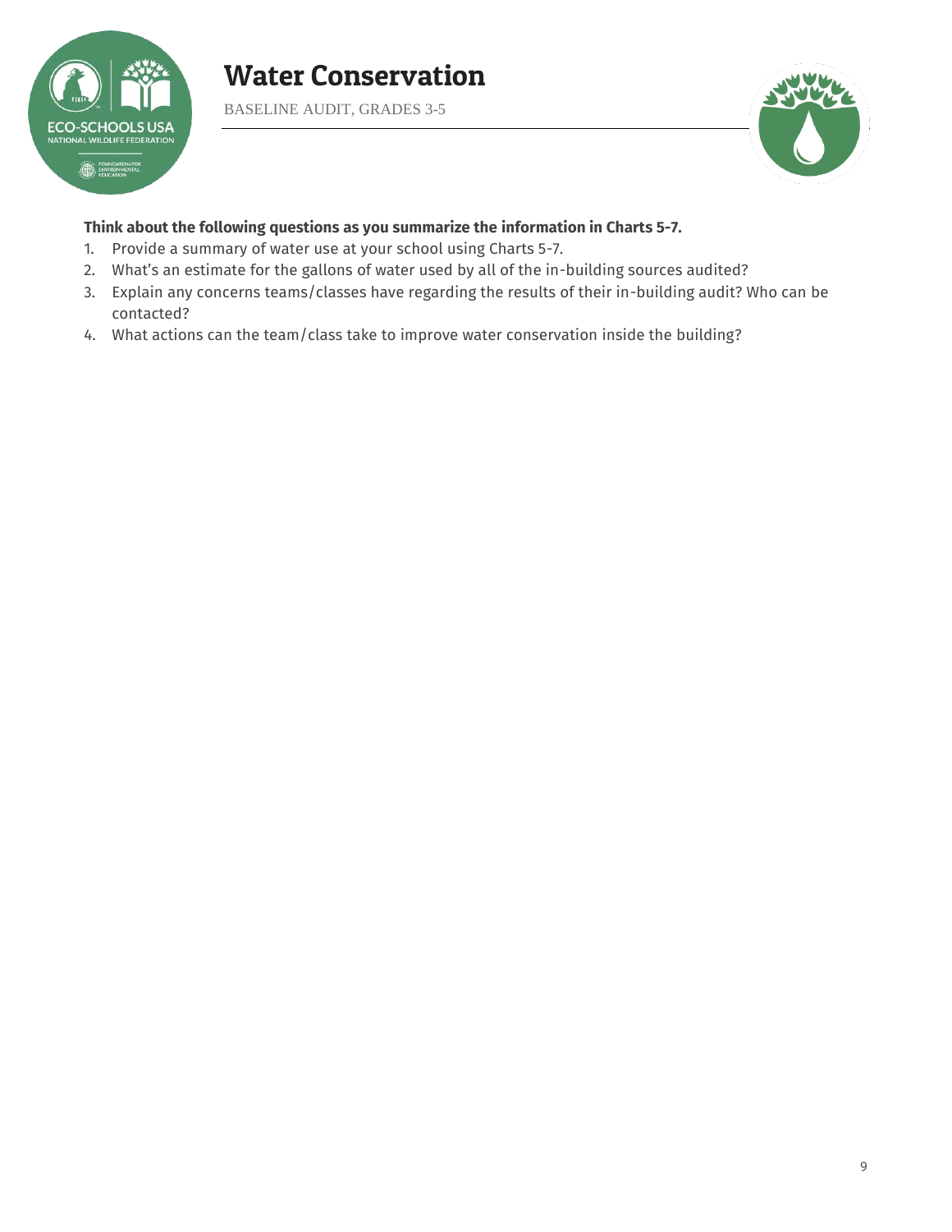# Water Conservation

BASELINE AUDIT, GRADES 3-5

**Think about the following questions as you summarize the information in Charts 5-7.**

1. Provide a summary of water use at your school using Charts 5-7.
2. What's an estimate for the gallons of water used by all of the in-building sources audited?
3. Explain any concerns teams/classes have regarding the results of their in-building audit? Who can be contacted?
4. What actions can the team/class take to improve water conservation inside the building?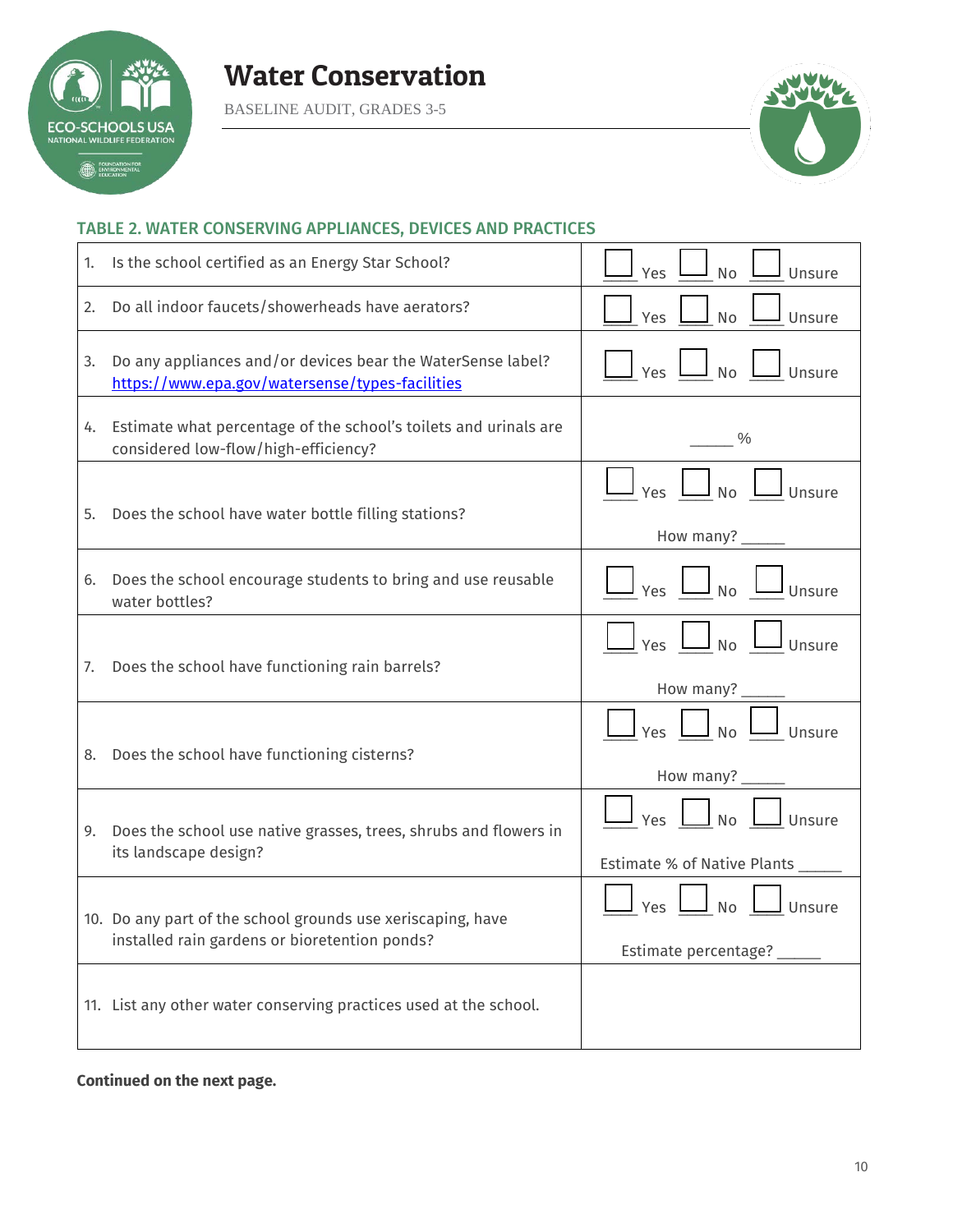# Water Conservation

BASELINE AUDIT, GRADES 3-5

## TABLE 2. WATER CONSERVING APPLIANCES, DEVICES AND PRACTICES

| Question | Response |
|---|---|
| 1. Is the school certified as an Energy Star School? | ☐ Yes ☐ No ☐ Unsure |
| 2. Do all indoor faucets/showerheads have aerators? | ☐ Yes ☐ No ☐ Unsure |
| 3. Do any appliances and/or devices bear the WaterSense label? https://www.epa.gov/watersense/types-facilities | ☐ Yes ☐ No ☐ Unsure |
| 4. Estimate what percentage of the school's toilets and urinals are considered low-flow/high-efficiency? | _____ % |
| 5. Does the school have water bottle filling stations? | ☐ Yes ☐ No ☐ Unsure<br>How many? _____ |
| 6. Does the school encourage students to bring and use reusable water bottles? | ☐ Yes ☐ No ☐ Unsure |
| 7. Does the school have functioning rain barrels? | ☐ Yes ☐ No ☐ Unsure<br>How many? _____ |
| 8. Does the school have functioning cisterns? | ☐ Yes ☐ No ☐ Unsure<br>How many? _____ |
| 9. Does the school use native grasses, trees, shrubs and flowers in its landscape design? | ☐ Yes ☐ No ☐ Unsure<br>Estimate % of Native Plants _____ |
| 10. Do any part of the school grounds use xeriscaping, have installed rain gardens or bioretention ponds? | ☐ Yes ☐ No ☐ Unsure<br>Estimate percentage? _____ |
| 11. List any other water conserving practices used at the school. | |

**Continued on the next page.**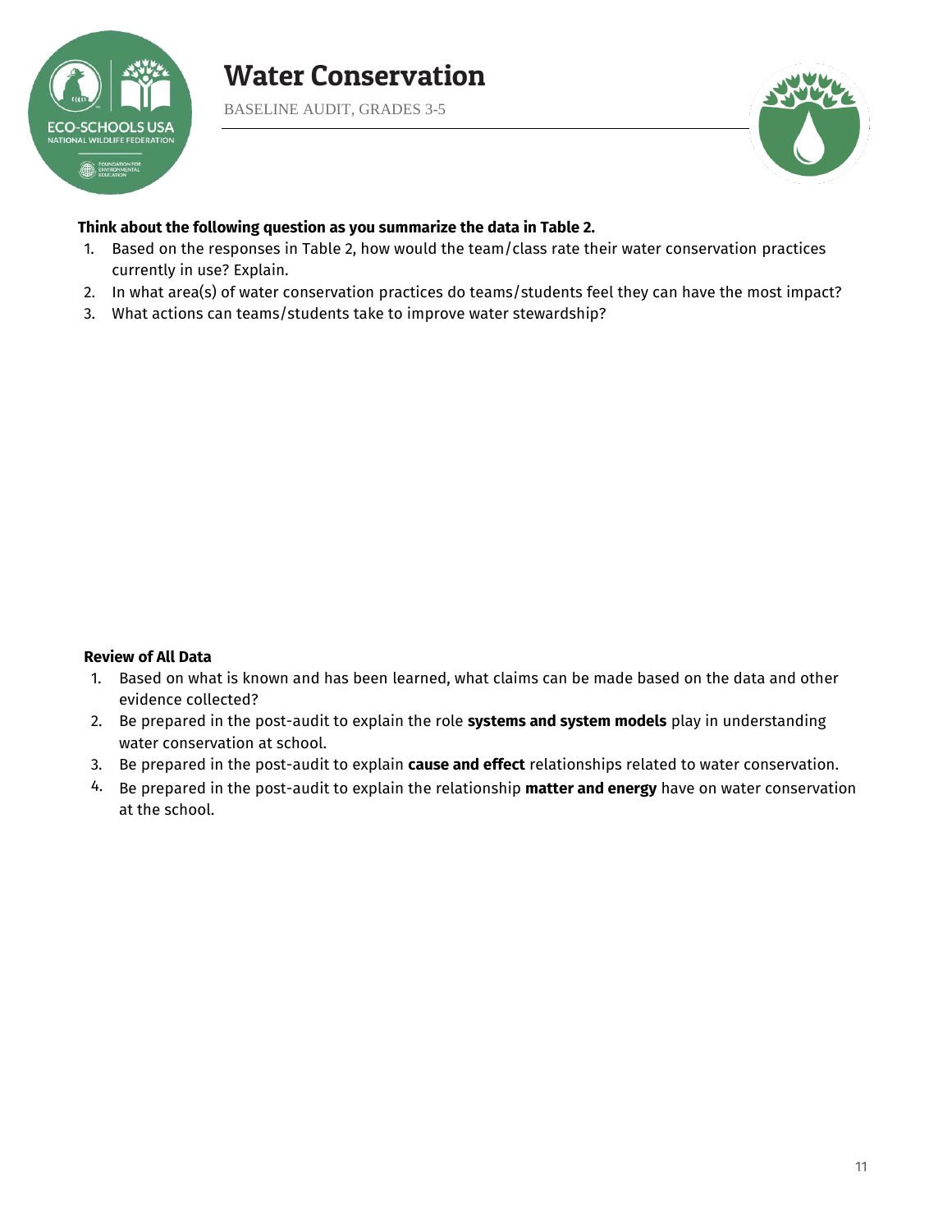**Think about the following question as you summarize the data in Table 2.**

1. Based on the responses in Table 2, how would the team/class rate their water conservation practices currently in use? Explain.
2. In what area(s) of water conservation practices do teams/students feel they can have the most impact?
3. What actions can teams/students take to improve water stewardship?

**Review of All Data**

1. Based on what is known and has been learned, what claims can be made based on the data and other evidence collected?
2. Be prepared in the post-audit to explain the role **systems and system models** play in understanding water conservation at school.
3. Be prepared in the post-audit to explain **cause and effect** relationships related to water conservation.
4. Be prepared in the post-audit to explain the relationship **matter and energy** have on water conservation at the school.